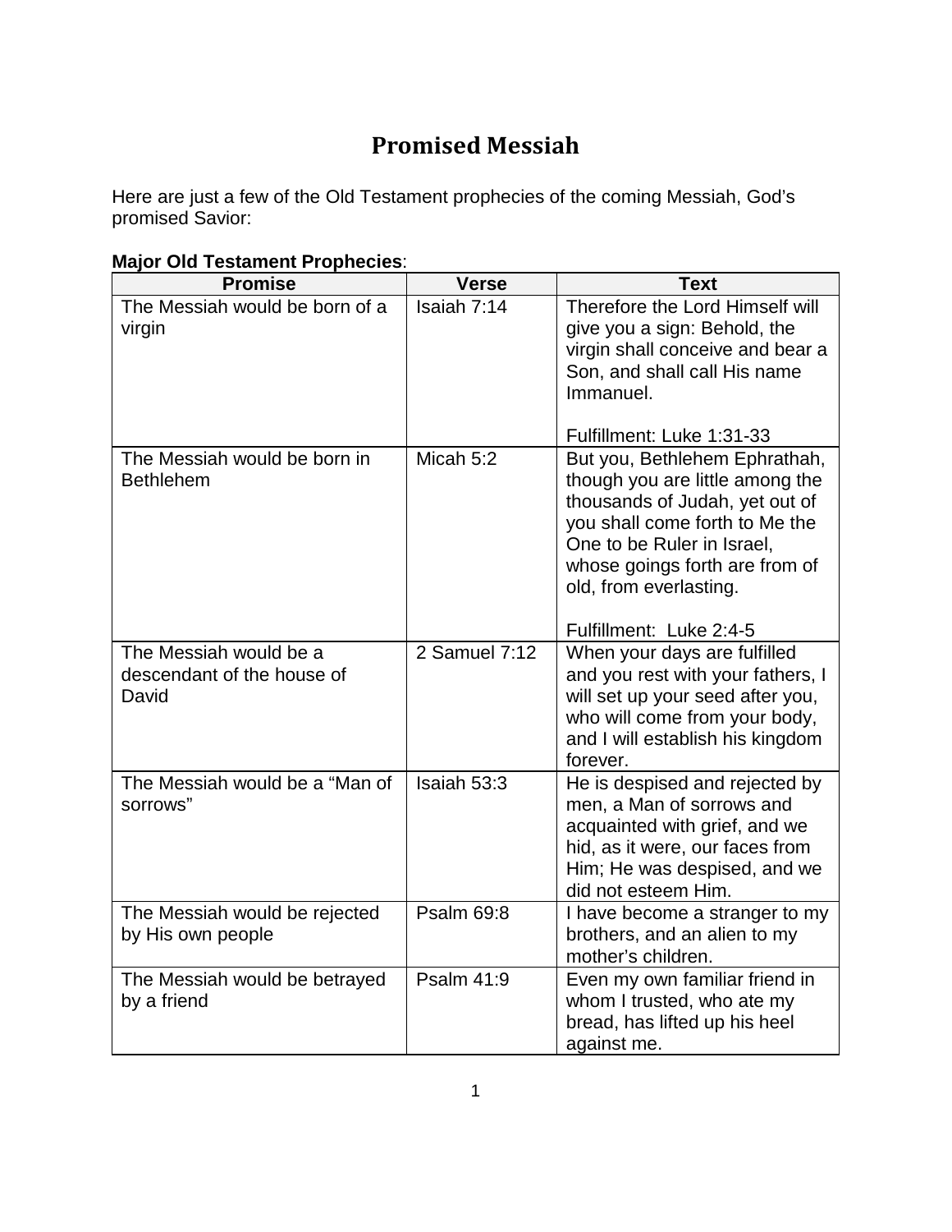# Promised Messiah

Here are just a few of the Old Testament prophecies of the coming Messiah, God's promised Savior:

**Major Old Testament Prophecies**:

| Promise | Verse | Text |
|---|---|---|
| The Messiah would be born of a virgin | Isaiah 7:14 | Therefore the Lord Himself will give you a sign: Behold, the virgin shall conceive and bear a Son, and shall call His name Immanuel.<br><br>Fulfillment: Luke 1:31-33 |
| The Messiah would be born in Bethlehem | Micah 5:2 | But you, Bethlehem Ephrathah, though you are little among the thousands of Judah, yet out of you shall come forth to Me the One to be Ruler in Israel, whose goings forth are from of old, from everlasting.<br><br>Fulfillment: Luke 2:4-5 |
| The Messiah would be a descendant of the house of David | 2 Samuel 7:12 | When your days are fulfilled and you rest with your fathers, I will set up your seed after you, who will come from your body, and I will establish his kingdom forever. |
| The Messiah would be a "Man of sorrows" | Isaiah 53:3 | He is despised and rejected by men, a Man of sorrows and acquainted with grief, and we hid, as it were, our faces from Him; He was despised, and we did not esteem Him. |
| The Messiah would be rejected by His own people | Psalm 69:8 | I have become a stranger to my brothers, and an alien to my mother's children. |
| The Messiah would be betrayed by a friend | Psalm 41:9 | Even my own familiar friend in whom I trusted, who ate my bread, has lifted up his heel against me. |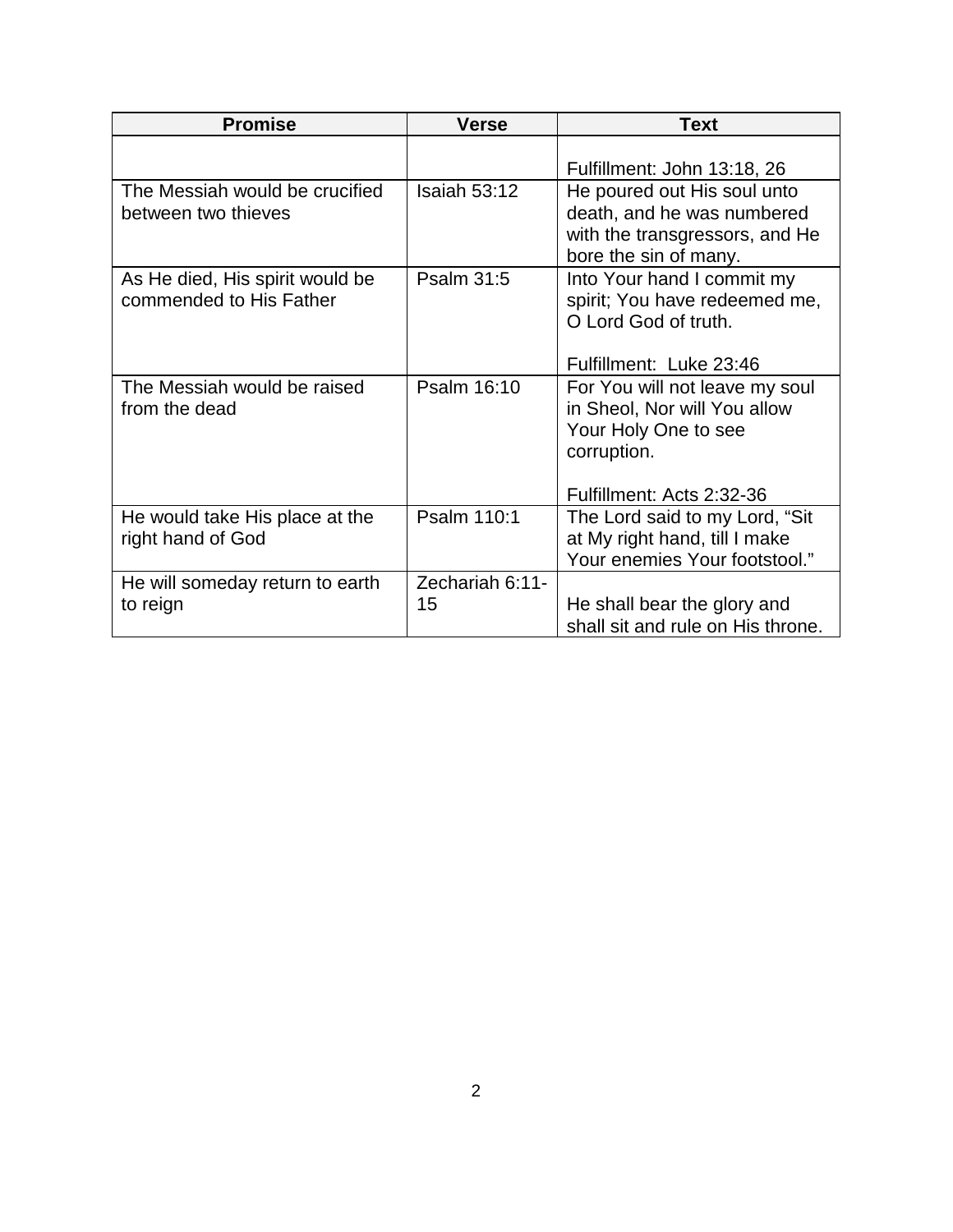| Promise | Verse | Text |
|---|---|---|
| | | Fulfillment: John 13:18, 26 |
| The Messiah would be crucified between two thieves | Isaiah 53:12 | He poured out His soul unto death, and he was numbered with the transgressors, and He bore the sin of many. |
| As He died, His spirit would be commended to His Father | Psalm 31:5 | Into Your hand I commit my spirit; You have redeemed me, O Lord God of truth.<br><br>Fulfillment: Luke 23:46 |
| The Messiah would be raised from the dead | Psalm 16:10 | For You will not leave my soul in Sheol, Nor will You allow Your Holy One to see corruption.<br><br>Fulfillment: Acts 2:32-36 |
| He would take His place at the right hand of God | Psalm 110:1 | The Lord said to my Lord, "Sit at My right hand, till I make Your enemies Your footstool." |
| He will someday return to earth to reign | Zechariah 6:11-15 | He shall bear the glory and shall sit and rule on His throne. |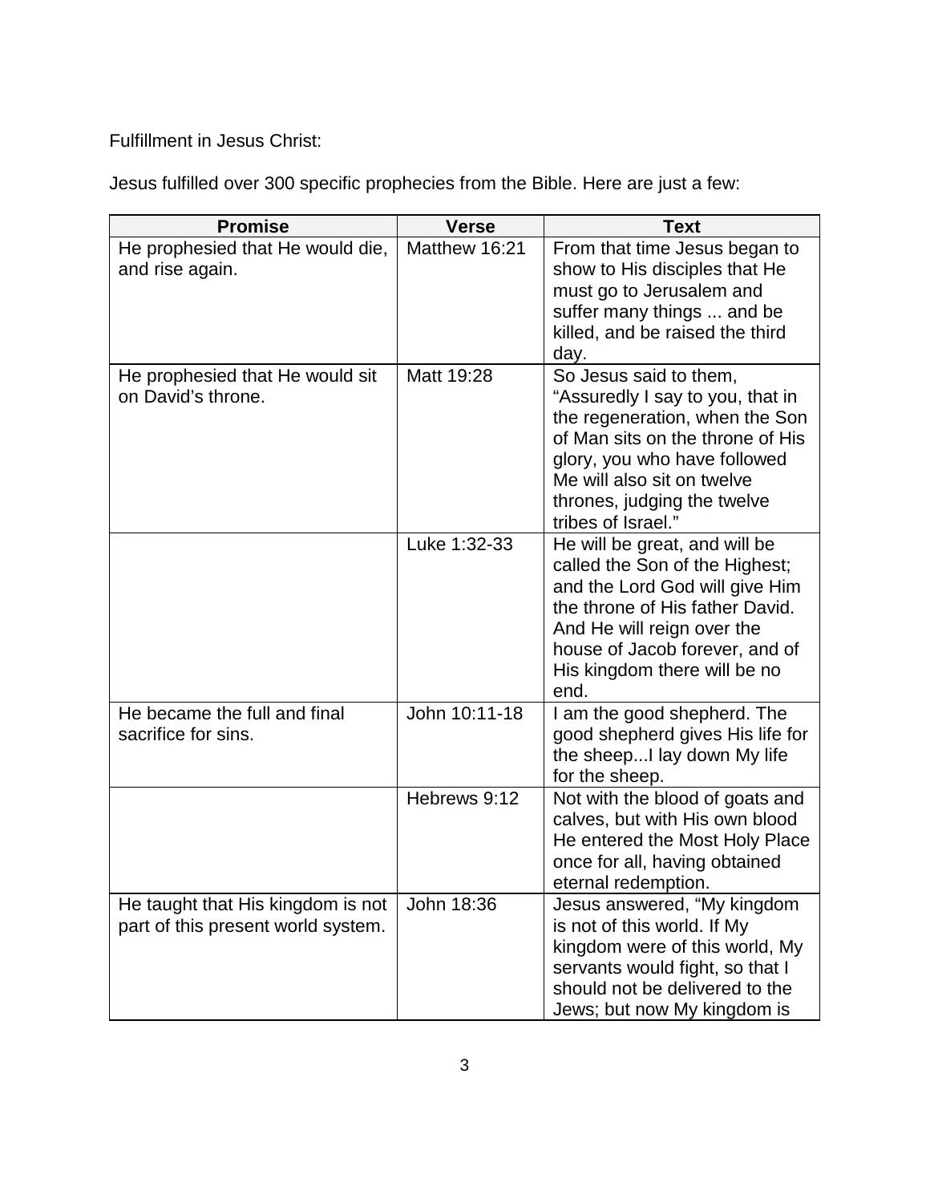Fulfillment in Jesus Christ:

Jesus fulfilled over 300 specific prophecies from the Bible. Here are just a few:

| Promise | Verse | Text |
|---|---|---|
| He prophesied that He would die, and rise again. | Matthew 16:21 | From that time Jesus began to show to His disciples that He must go to Jerusalem and suffer many things ... and be killed, and be raised the third day. |
| He prophesied that He would sit on David's throne. | Matt 19:28 | So Jesus said to them, "Assuredly I say to you, that in the regeneration, when the Son of Man sits on the throne of His glory, you who have followed Me will also sit on twelve thrones, judging the twelve tribes of Israel." |
| | Luke 1:32-33 | He will be great, and will be called the Son of the Highest; and the Lord God will give Him the throne of His father David. And He will reign over the house of Jacob forever, and of His kingdom there will be no end. |
| He became the full and final sacrifice for sins. | John 10:11-18 | I am the good shepherd. The good shepherd gives His life for the sheep...I lay down My life for the sheep. |
| | Hebrews 9:12 | Not with the blood of goats and calves, but with His own blood He entered the Most Holy Place once for all, having obtained eternal redemption. |
| He taught that His kingdom is not part of this present world system. | John 18:36 | Jesus answered, "My kingdom is not of this world. If My kingdom were of this world, My servants would fight, so that I should not be delivered to the Jews; but now My kingdom is |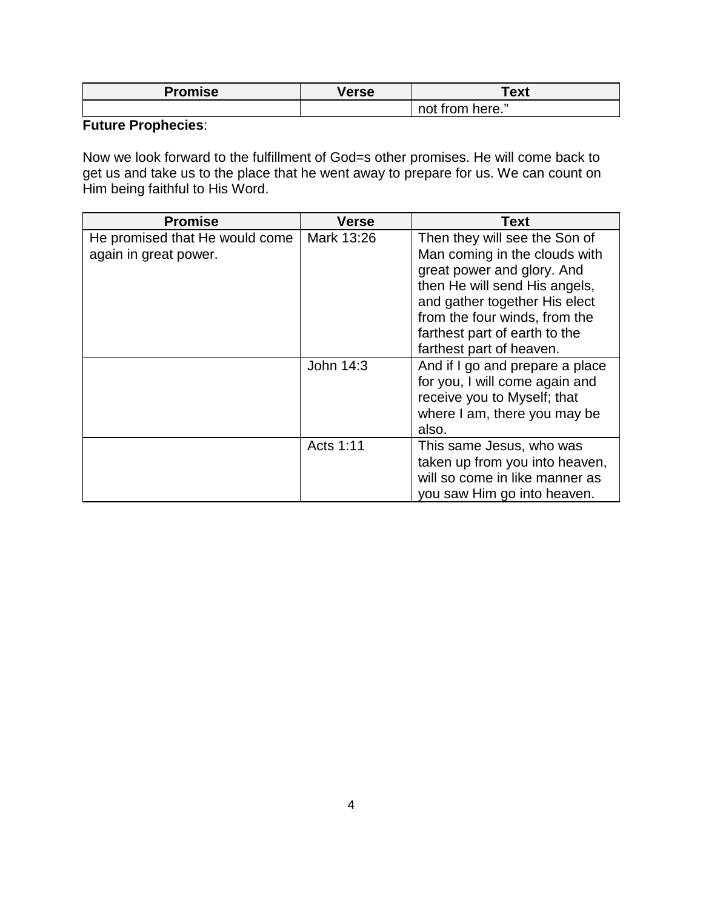| Promise | Verse | Text |
| --- | --- | --- |
| | | not from here." |

**Future Prophecies**:

Now we look forward to the fulfillment of God=s other promises. He will come back to get us and take us to the place that he went away to prepare for us. We can count on Him being faithful to His Word.

| Promise | Verse | Text |
| --- | --- | --- |
| He promised that He would come again in great power. | Mark 13:26 | Then they will see the Son of Man coming in the clouds with great power and glory. And then He will send His angels, and gather together His elect from the four winds, from the farthest part of earth to the farthest part of heaven. |
| | John 14:3 | And if I go and prepare a place for you, I will come again and receive you to Myself; that where I am, there you may be also. |
| | Acts 1:11 | This same Jesus, who was taken up from you into heaven, will so come in like manner as you saw Him go into heaven. |